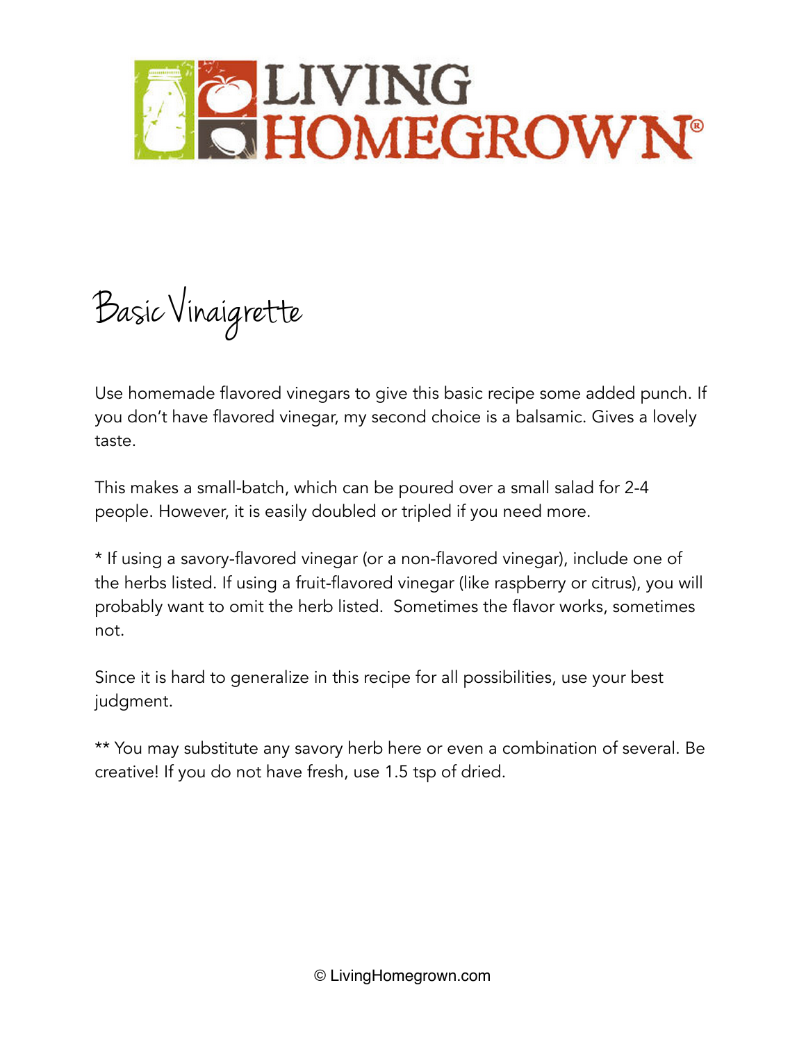# Basic Vinaigrette

Use homemade flavored vinegars to give this basic recipe some added punch. If you don't have flavored vinegar, my second choice is a balsamic. Gives a lovely taste.

This makes a small-batch, which can be poured over a small salad for 2-4 people. However, it is easily doubled or tripled if you need more.

* If using a savory-flavored vinegar (or a non-flavored vinegar), include one of the herbs listed. If using a fruit-flavored vinegar (like raspberry or citrus), you will probably want to omit the herb listed.  Sometimes the flavor works, sometimes not.

Since it is hard to generalize in this recipe for all possibilities, use your best judgment.

** You may substitute any savory herb here or even a combination of several. Be creative! If you do not have fresh, use 1.5 tsp of dried.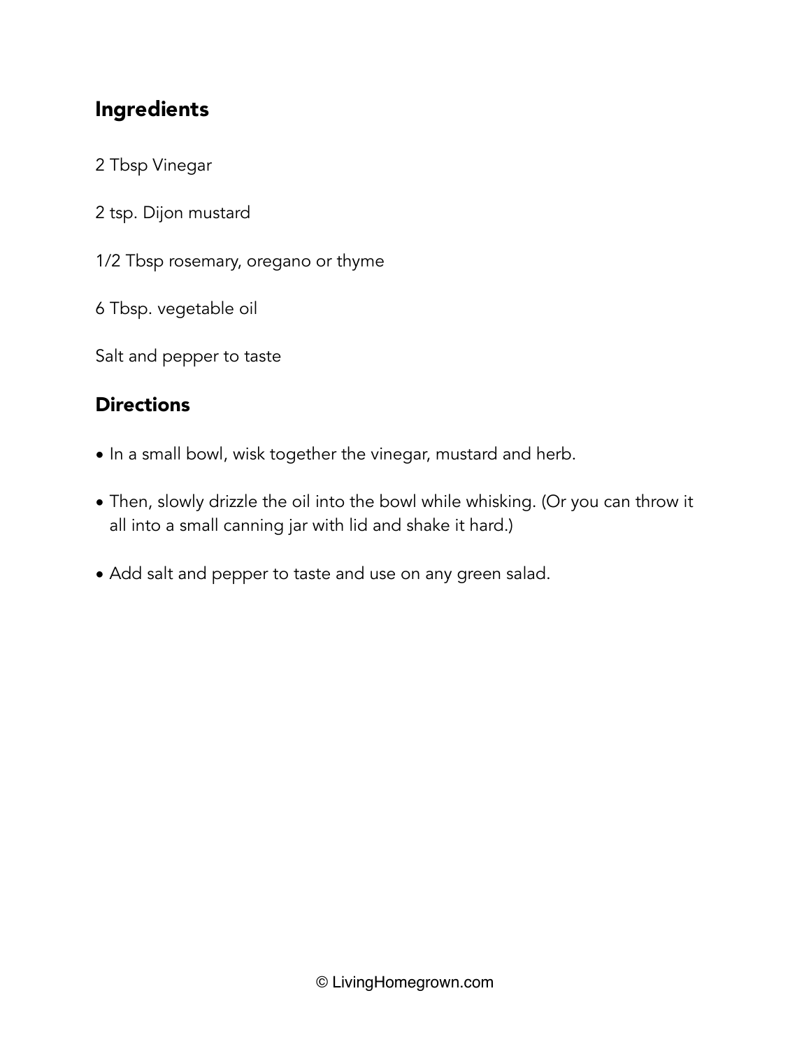## Ingredients

2 Tbsp Vinegar

2 tsp. Dijon mustard

1/2 Tbsp rosemary, oregano or thyme

6 Tbsp. vegetable oil

Salt and pepper to taste

## Directions

- In a small bowl, wisk together the vinegar, mustard and herb.
- Then, slowly drizzle the oil into the bowl while whisking. (Or you can throw it all into a small canning jar with lid and shake it hard.)
- Add salt and pepper to taste and use on any green salad.

© LivingHomegrown.com